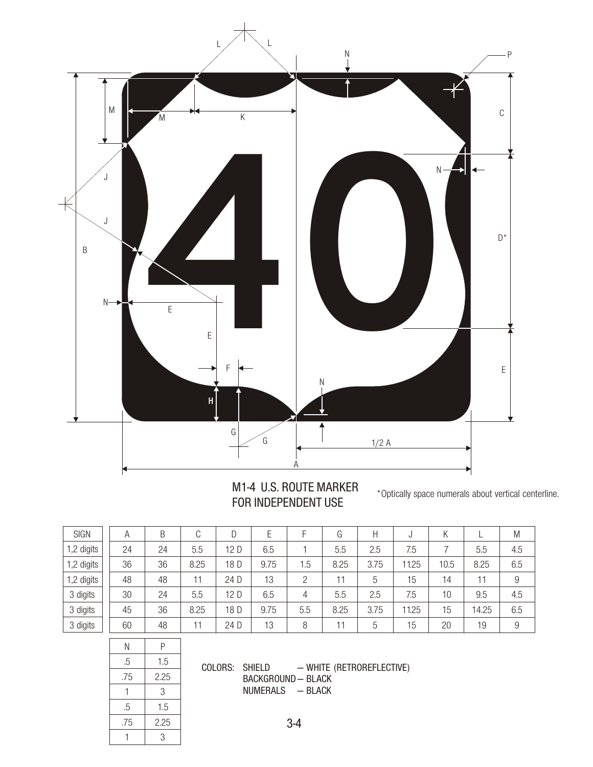M1-4 U.S. ROUTE MARKER FOR INDEPENDENT USE

*Optically space numerals about vertical centerline.

| SIGN | A | B | C | D | E | F | G | H | J | K | L | M |
|---|---|---|---|---|---|---|---|---|---|---|---|---|
| 1,2 digits | 24 | 24 | 5.5 | 12 D | 6.5 | 1 | 5.5 | 2.5 | 7.5 | 7 | 5.5 | 4.5 |
| 1,2 digits | 36 | 36 | 8.25 | 18 D | 9.75 | 1.5 | 8.25 | 3.75 | 11.25 | 10.5 | 8.25 | 6.5 |
| 1,2 digits | 48 | 48 | 11 | 24 D | 13 | 2 | 11 | 5 | 15 | 14 | 11 | 9 |
| 3 digits | 30 | 24 | 5.5 | 12 D | 6.5 | 4 | 5.5 | 2.5 | 7.5 | 10 | 9.5 | 4.5 |
| 3 digits | 45 | 36 | 8.25 | 18 D | 9.75 | 5.5 | 8.25 | 3.75 | 11.25 | 15 | 14.25 | 6.5 |
| 3 digits | 60 | 48 | 11 | 24 D | 13 | 8 | 11 | 5 | 15 | 20 | 19 | 9 |

| N | P |
|---|---|
| .5 | 1.5 |
| .75 | 2.25 |
| 1 | 3 |
| .5 | 1.5 |
| .75 | 2.25 |
| 1 | 3 |

COLORS: SHIELD — WHITE (RETROREFLECTIVE)
BACKGROUND — BLACK
NUMERALS — BLACK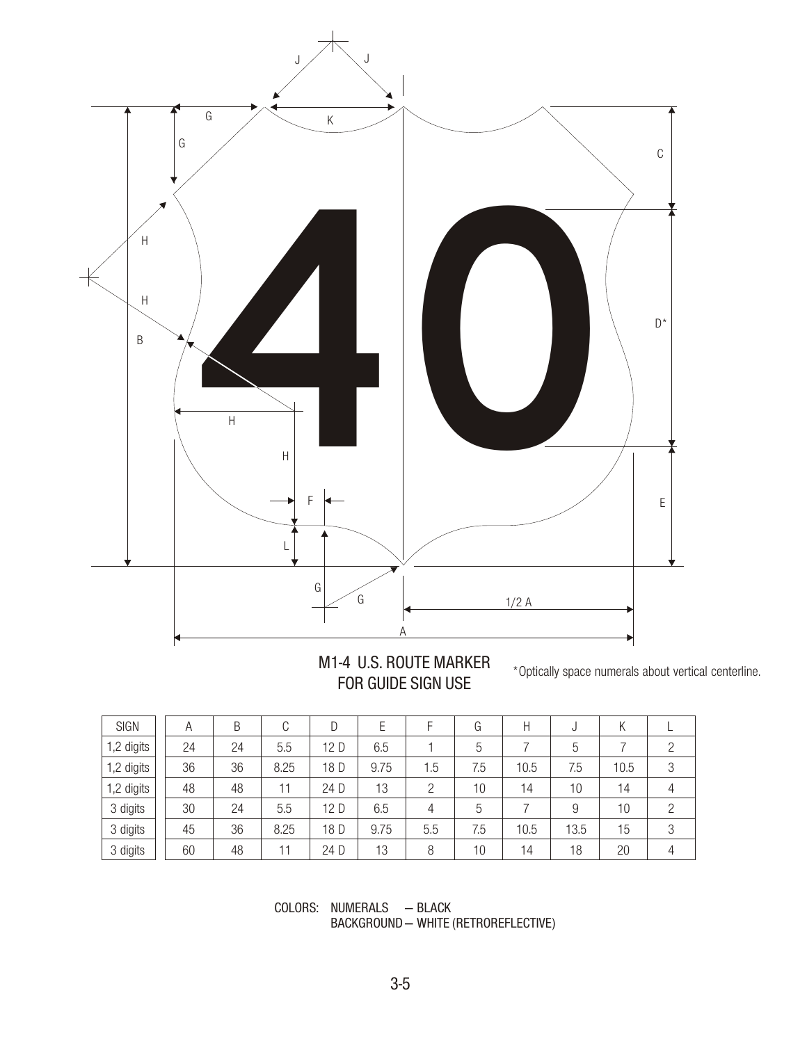M1-4 U.S. ROUTE MARKER FOR GUIDE SIGN USE

*Optically space numerals about vertical centerline.

| SIGN | A | B | C | D | E | F | G | H | J | K | L |
|---|---|---|---|---|---|---|---|---|---|---|---|
| 1,2 digits | 24 | 24 | 5.5 | 12 D | 6.5 | 1 | 5 | 7 | 5 | 7 | 2 |
| 1,2 digits | 36 | 36 | 8.25 | 18 D | 9.75 | 1.5 | 7.5 | 10.5 | 7.5 | 10.5 | 3 |
| 1,2 digits | 48 | 48 | 11 | 24 D | 13 | 2 | 10 | 14 | 10 | 14 | 4 |
| 3 digits | 30 | 24 | 5.5 | 12 D | 6.5 | 4 | 5 | 7 | 9 | 10 | 2 |
| 3 digits | 45 | 36 | 8.25 | 18 D | 9.75 | 5.5 | 7.5 | 10.5 | 13.5 | 15 | 3 |
| 3 digits | 60 | 48 | 11 | 24 D | 13 | 8 | 10 | 14 | 18 | 20 | 4 |

COLORS: NUMERALS — BLACK
BACKGROUND — WHITE (RETROREFLECTIVE)